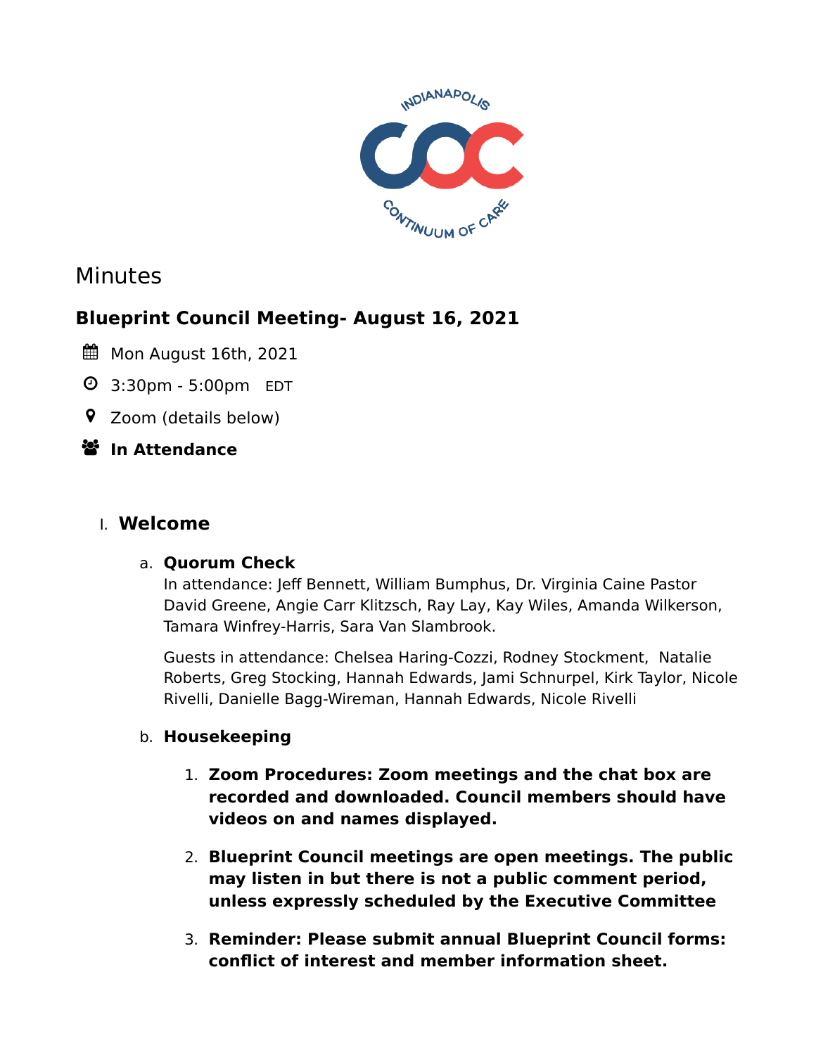INDIANAPOLIS COC CONTINUUM OF CARE

# Minutes

## Blueprint Council Meeting- August 16, 2021

Mon August 16th, 2021

3:30pm - 5:00pm EDT

Zoom (details below)

**In Attendance**

### I. Welcome

#### a. Quorum Check

In attendance: Jeff Bennett, William Bumphus, Dr. Virginia Caine Pastor David Greene, Angie Carr Klitzsch, Ray Lay, Kay Wiles, Amanda Wilkerson, Tamara Winfrey-Harris, Sara Van Slambrook.

Guests in attendance: Chelsea Haring-Cozzi, Rodney Stockment, Natalie Roberts, Greg Stocking, Hannah Edwards, Jami Schnurpel, Kirk Taylor, Nicole Rivelli, Danielle Bagg-Wireman, Hannah Edwards, Nicole Rivelli

#### b. Housekeeping

1. **Zoom Procedures: Zoom meetings and the chat box are recorded and downloaded. Council members should have videos on and names displayed.**
2. **Blueprint Council meetings are open meetings. The public may listen in but there is not a public comment period, unless expressly scheduled by the Executive Committee**
3. **Reminder: Please submit annual Blueprint Council forms: conflict of interest and member information sheet.**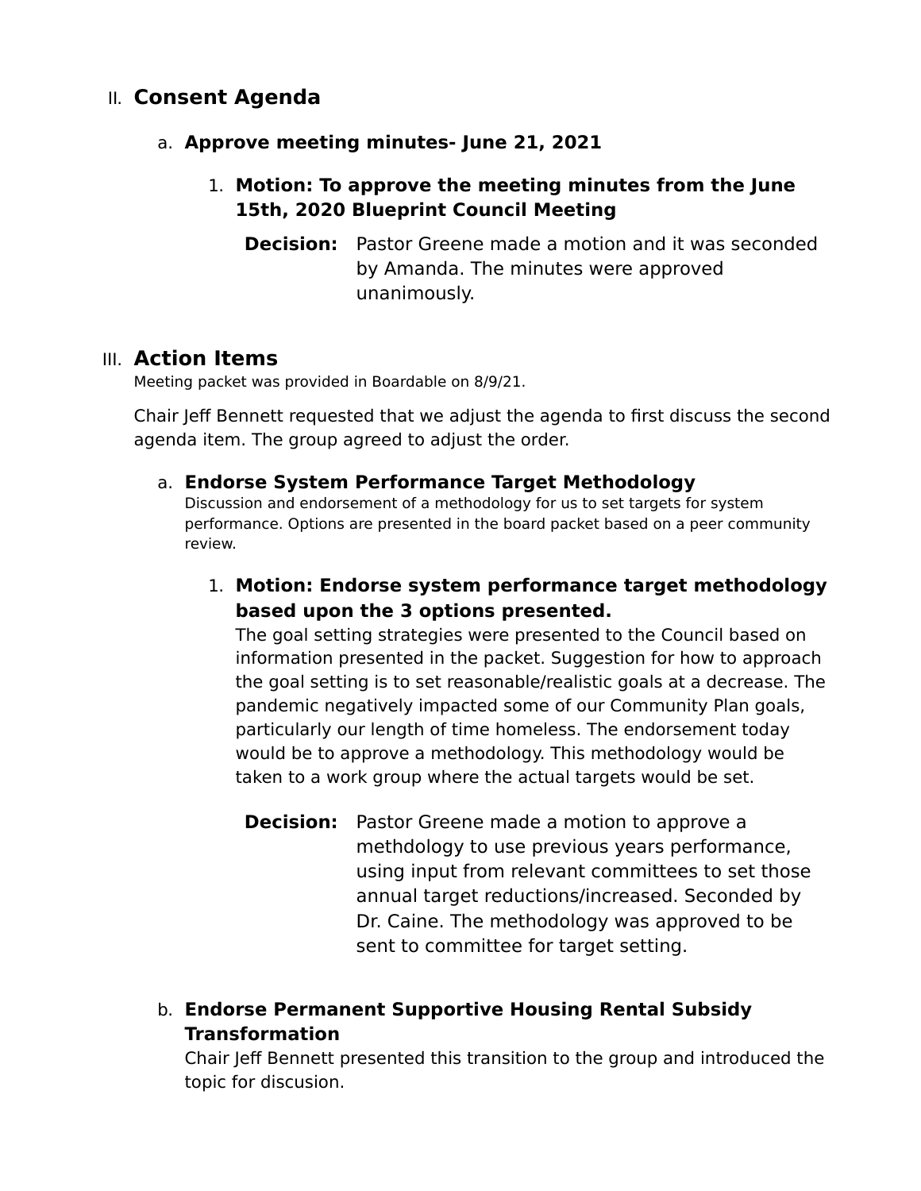## II. Consent Agenda

### a. Approve meeting minutes- June 21, 2021

1. **Motion: To approve the meeting minutes from the June 15th, 2020 Blueprint Council Meeting**

   **Decision:** Pastor Greene made a motion and it was seconded by Amanda. The minutes were approved unanimously.

## III. Action Items

Meeting packet was provided in Boardable on 8/9/21.

Chair Jeff Bennett requested that we adjust the agenda to first discuss the second agenda item. The group agreed to adjust the order.

### a. Endorse System Performance Target Methodology

Discussion and endorsement of a methodology for us to set targets for system performance. Options are presented in the board packet based on a peer community review.

1. **Motion: Endorse system performance target methodology based upon the 3 options presented.**

   The goal setting strategies were presented to the Council based on information presented in the packet. Suggestion for how to approach the goal setting is to set reasonable/realistic goals at a decrease. The pandemic negatively impacted some of our Community Plan goals, particularly our length of time homeless. The endorsement today would be to approve a methodology. This methodology would be taken to a work group where the actual targets would be set.

   **Decision:** Pastor Greene made a motion to approve a methdology to use previous years performance, using input from relevant committees to set those annual target reductions/increased. Seconded by Dr. Caine. The methodology was approved to be sent to committee for target setting.

### b. Endorse Permanent Supportive Housing Rental Subsidy Transformation

Chair Jeff Bennett presented this transition to the group and introduced the topic for discusion.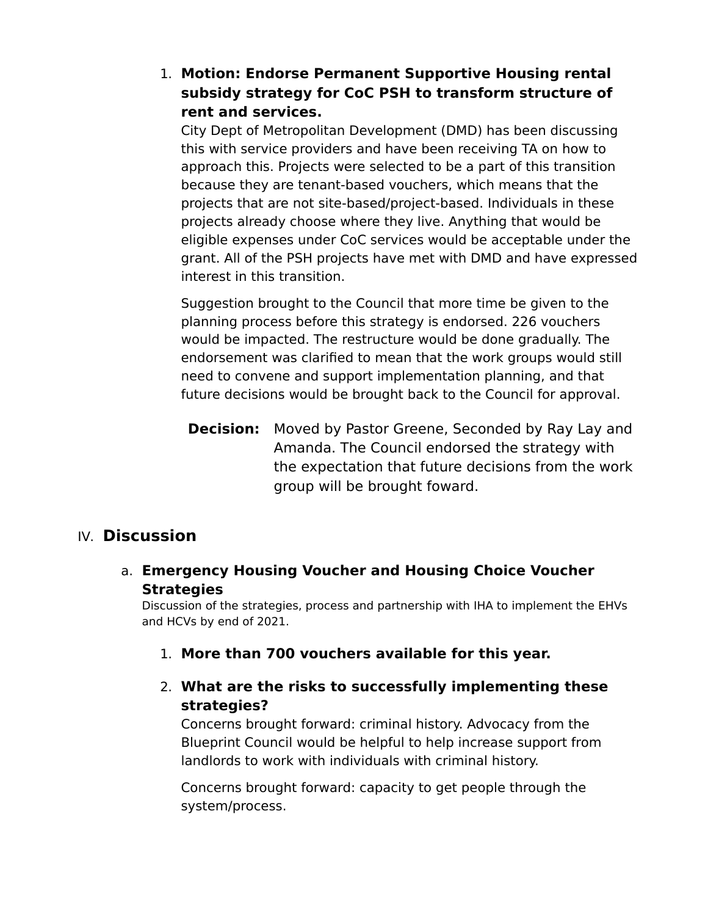1. **Motion: Endorse Permanent Supportive Housing rental subsidy strategy for CoC PSH to transform structure of rent and services.**

   City Dept of Metropolitan Development (DMD) has been discussing this with service providers and have been receiving TA on how to approach this. Projects were selected to be a part of this transition because they are tenant-based vouchers, which means that the projects that are not site-based/project-based. Individuals in these projects already choose where they live. Anything that would be eligible expenses under CoC services would be acceptable under the grant. All of the PSH projects have met with DMD and have expressed interest in this transition.

   Suggestion brought to the Council that more time be given to the planning process before this strategy is endorsed. 226 vouchers would be impacted. The restructure would be done gradually. The endorsement was clarified to mean that the work groups would still need to convene and support implementation planning, and that future decisions would be brought back to the Council for approval.

   **Decision:** Moved by Pastor Greene, Seconded by Ray Lay and Amanda. The Council endorsed the strategy with the expectation that future decisions from the work group will be brought foward.

## IV. Discussion

### a. Emergency Housing Voucher and Housing Choice Voucher Strategies

Discussion of the strategies, process and partnership with IHA to implement the EHVs and HCVs by end of 2021.

1. **More than 700 vouchers available for this year.**

2. **What are the risks to successfully implementing these strategies?**

   Concerns brought forward: criminal history. Advocacy from the Blueprint Council would be helpful to help increase support from landlords to work with individuals with criminal history.

   Concerns brought forward: capacity to get people through the system/process.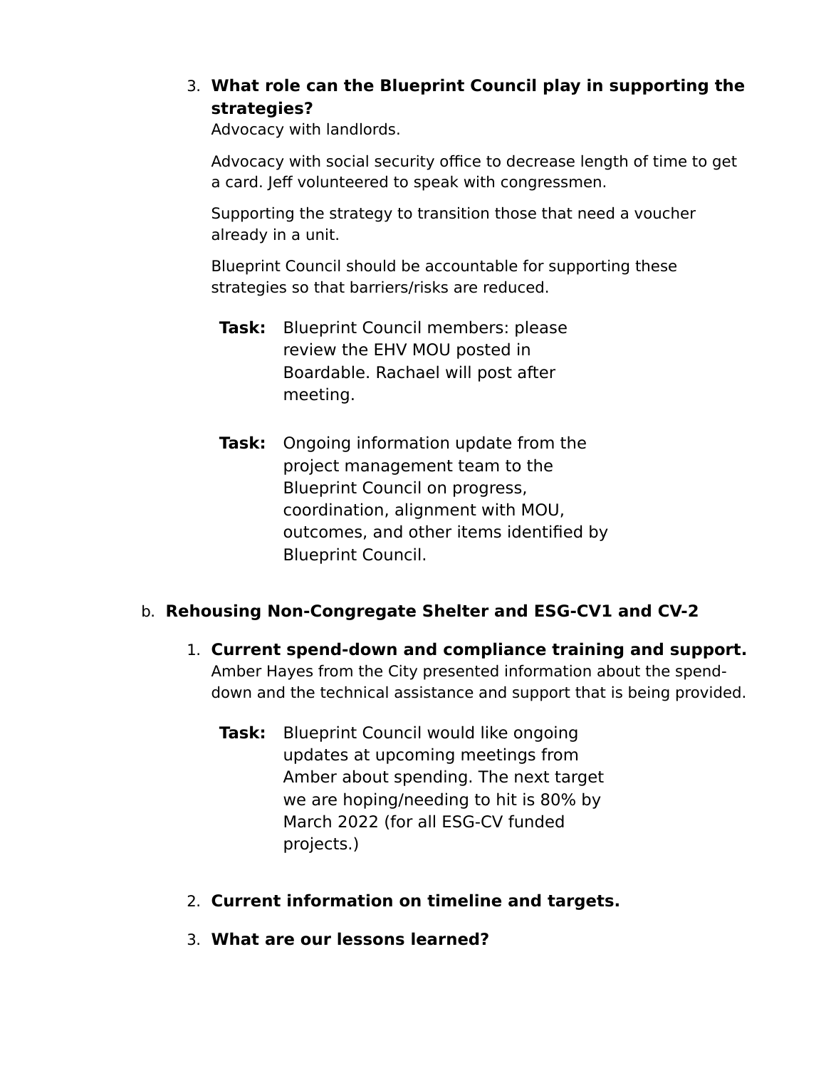3. **What role can the Blueprint Council play in supporting the strategies?**
   Advocacy with landlords.

   Advocacy with social security office to decrease length of time to get a card. Jeff volunteered to speak with congressmen.

   Supporting the strategy to transition those that need a voucher already in a unit.

   Blueprint Council should be accountable for supporting these strategies so that barriers/risks are reduced.

   **Task:** Blueprint Council members: please review the EHV MOU posted in Boardable. Rachael will post after meeting.

   **Task:** Ongoing information update from the project management team to the Blueprint Council on progress, coordination, alignment with MOU, outcomes, and other items identified by Blueprint Council.

b. **Rehousing Non-Congregate Shelter and ESG-CV1 and CV-2**

1. **Current spend-down and compliance training and support.**
   Amber Hayes from the City presented information about the spend-down and the technical assistance and support that is being provided.

   **Task:** Blueprint Council would like ongoing updates at upcoming meetings from Amber about spending. The next target we are hoping/needing to hit is 80% by March 2022 (for all ESG-CV funded projects.)

2. **Current information on timeline and targets.**

3. **What are our lessons learned?**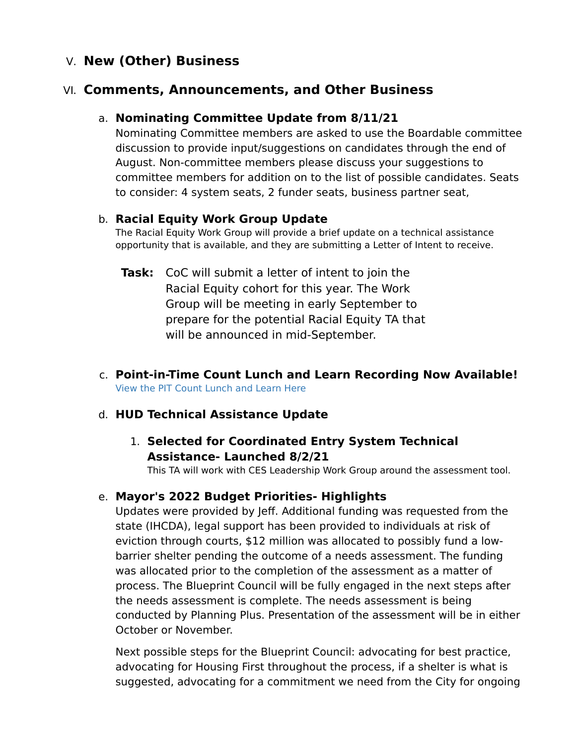## V. New (Other) Business

## VI. Comments, Announcements, and Other Business

### a. Nominating Committee Update from 8/11/21

Nominating Committee members are asked to use the Boardable committee discussion to provide input/suggestions on candidates through the end of August. Non-committee members please discuss your suggestions to committee members for addition on to the list of possible candidates. Seats to consider: 4 system seats, 2 funder seats, business partner seat,

### b. Racial Equity Work Group Update

The Racial Equity Work Group will provide a brief update on a technical assistance opportunity that is available, and they are submitting a Letter of Intent to receive.

**Task:** CoC will submit a letter of intent to join the Racial Equity cohort for this year. The Work Group will be meeting in early September to prepare for the potential Racial Equity TA that will be announced in mid-September.

### c. Point-in-Time Count Lunch and Learn Recording Now Available!

View the PIT Count Lunch and Learn Here

### d. HUD Technical Assistance Update

1. **Selected for Coordinated Entry System Technical Assistance- Launched 8/2/21**

   This TA will work with CES Leadership Work Group around the assessment tool.

### e. Mayor's 2022 Budget Priorities- Highlights

Updates were provided by Jeff. Additional funding was requested from the state (IHCDA), legal support has been provided to individuals at risk of eviction through courts, $12 million was allocated to possibly fund a low-barrier shelter pending the outcome of a needs assessment. The funding was allocated prior to the completion of the assessment as a matter of process. The Blueprint Council will be fully engaged in the next steps after the needs assessment is complete. The needs assessment is being conducted by Planning Plus. Presentation of the assessment will be in either October or November.

Next possible steps for the Blueprint Council: advocating for best practice, advocating for Housing First throughout the process, if a shelter is what is suggested, advocating for a commitment we need from the City for ongoing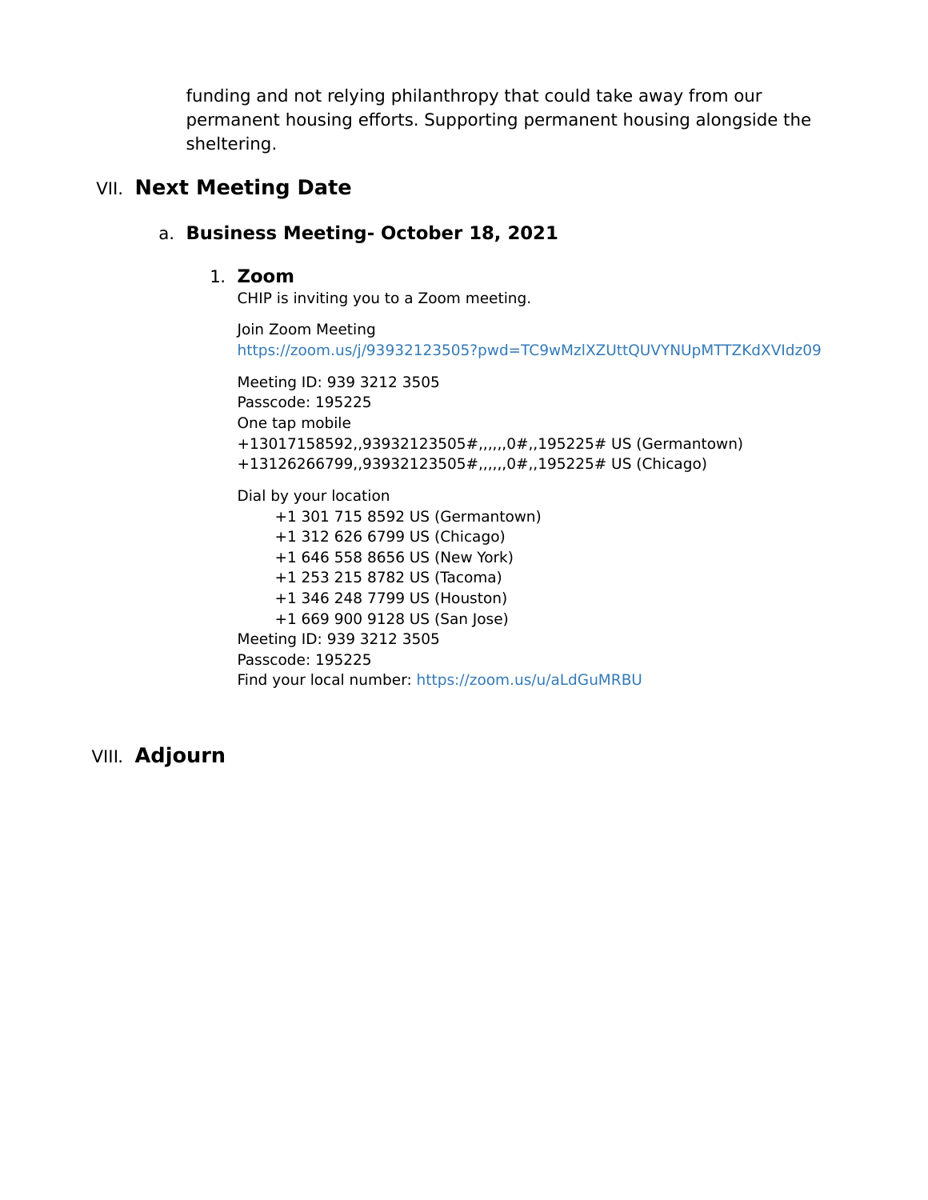funding and not relying philanthropy that could take away from our permanent housing efforts. Supporting permanent housing alongside the sheltering.

## VII. Next Meeting Date

### a. Business Meeting- October 18, 2021

#### 1. Zoom

CHIP is inviting you to a Zoom meeting.

Join Zoom Meeting
https://zoom.us/j/93932123505?pwd=TC9wMzlXZUttQUVYNUpMTTZKdXVIdz09

Meeting ID: 939 3212 3505
Passcode: 195225
One tap mobile
+13017158592,,93932123505#,,,,,,0#,,195225# US (Germantown)
+13126266799,,93932123505#,,,,,,0#,,195225# US (Chicago)

Dial by your location
+1 301 715 8592 US (Germantown)
+1 312 626 6799 US (Chicago)
+1 646 558 8656 US (New York)
+1 253 215 8782 US (Tacoma)
+1 346 248 7799 US (Houston)
+1 669 900 9128 US (San Jose)
Meeting ID: 939 3212 3505
Passcode: 195225
Find your local number: https://zoom.us/u/aLdGuMRBU

## VIII. Adjourn